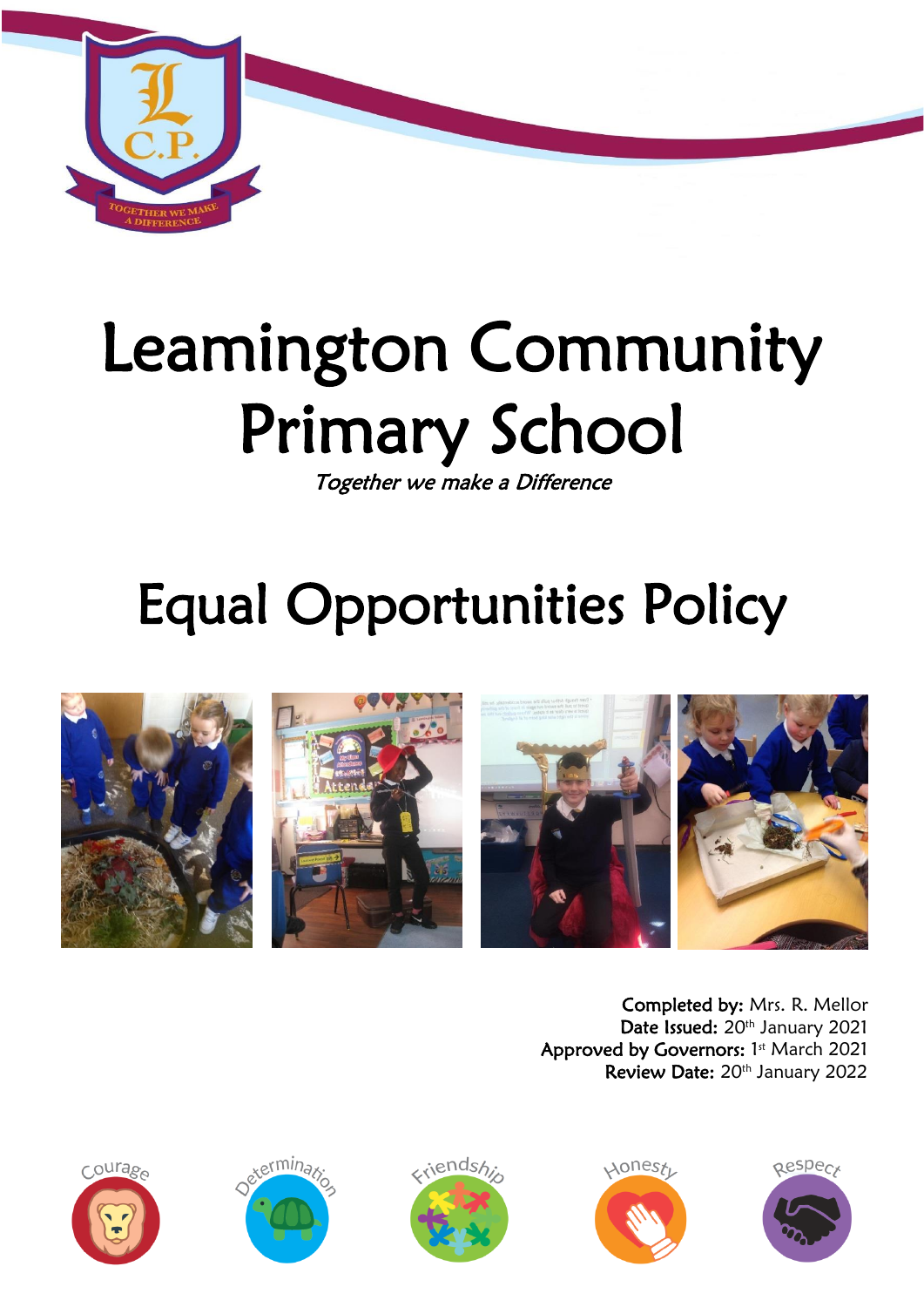# Leamington Community Primary School

*Together we make a Difference*

# Equal Opportunities Policy

**Completed by:** Mrs. R. Mellor
**Date Issued:** 20th January 2021
**Approved by Governors:** 1st March 2021
**Review Date:** 20th January 2022

Courage Determination Friendship Honesty Respect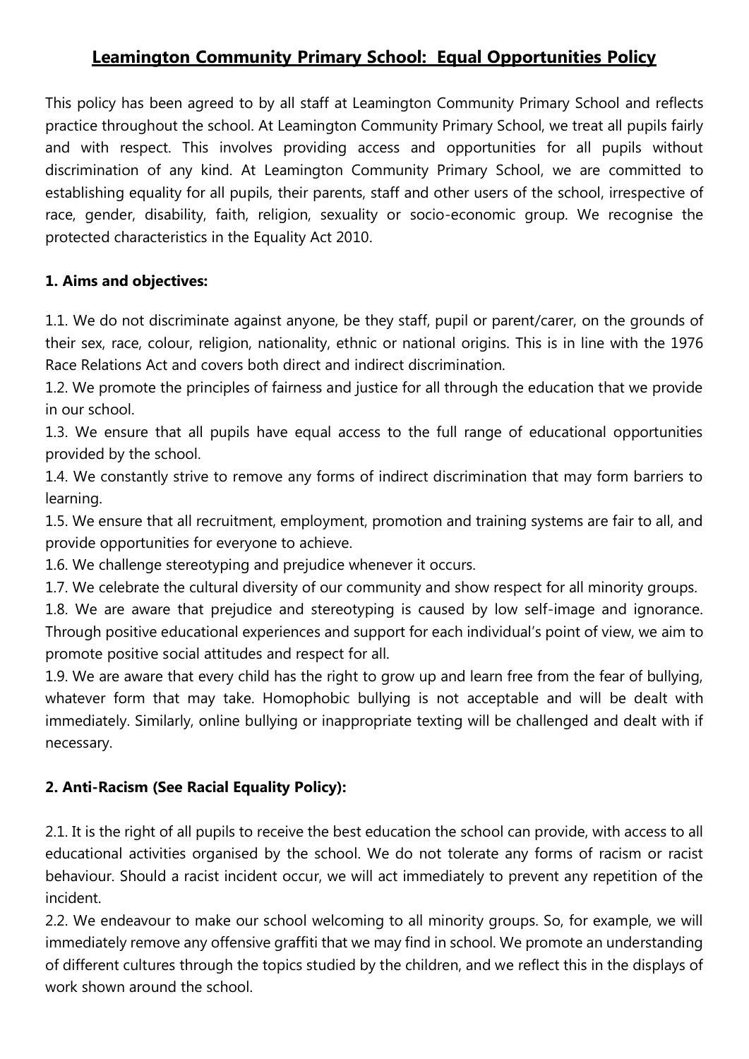# Leamington Community Primary School: Equal Opportunities Policy

This policy has been agreed to by all staff at Leamington Community Primary School and reflects practice throughout the school. At Leamington Community Primary School, we treat all pupils fairly and with respect. This involves providing access and opportunities for all pupils without discrimination of any kind. At Leamington Community Primary School, we are committed to establishing equality for all pupils, their parents, staff and other users of the school, irrespective of race, gender, disability, faith, religion, sexuality or socio-economic group. We recognise the protected characteristics in the Equality Act 2010.

### 1. Aims and objectives:

1.1. We do not discriminate against anyone, be they staff, pupil or parent/carer, on the grounds of their sex, race, colour, religion, nationality, ethnic or national origins. This is in line with the 1976 Race Relations Act and covers both direct and indirect discrimination.

1.2. We promote the principles of fairness and justice for all through the education that we provide in our school.

1.3. We ensure that all pupils have equal access to the full range of educational opportunities provided by the school.

1.4. We constantly strive to remove any forms of indirect discrimination that may form barriers to learning.

1.5. We ensure that all recruitment, employment, promotion and training systems are fair to all, and provide opportunities for everyone to achieve.

1.6. We challenge stereotyping and prejudice whenever it occurs.

1.7. We celebrate the cultural diversity of our community and show respect for all minority groups.

1.8. We are aware that prejudice and stereotyping is caused by low self-image and ignorance. Through positive educational experiences and support for each individual's point of view, we aim to promote positive social attitudes and respect for all.

1.9. We are aware that every child has the right to grow up and learn free from the fear of bullying, whatever form that may take. Homophobic bullying is not acceptable and will be dealt with immediately. Similarly, online bullying or inappropriate texting will be challenged and dealt with if necessary.

### 2. Anti-Racism (See Racial Equality Policy):

2.1. It is the right of all pupils to receive the best education the school can provide, with access to all educational activities organised by the school. We do not tolerate any forms of racism or racist behaviour. Should a racist incident occur, we will act immediately to prevent any repetition of the incident.

2.2. We endeavour to make our school welcoming to all minority groups. So, for example, we will immediately remove any offensive graffiti that we may find in school. We promote an understanding of different cultures through the topics studied by the children, and we reflect this in the displays of work shown around the school.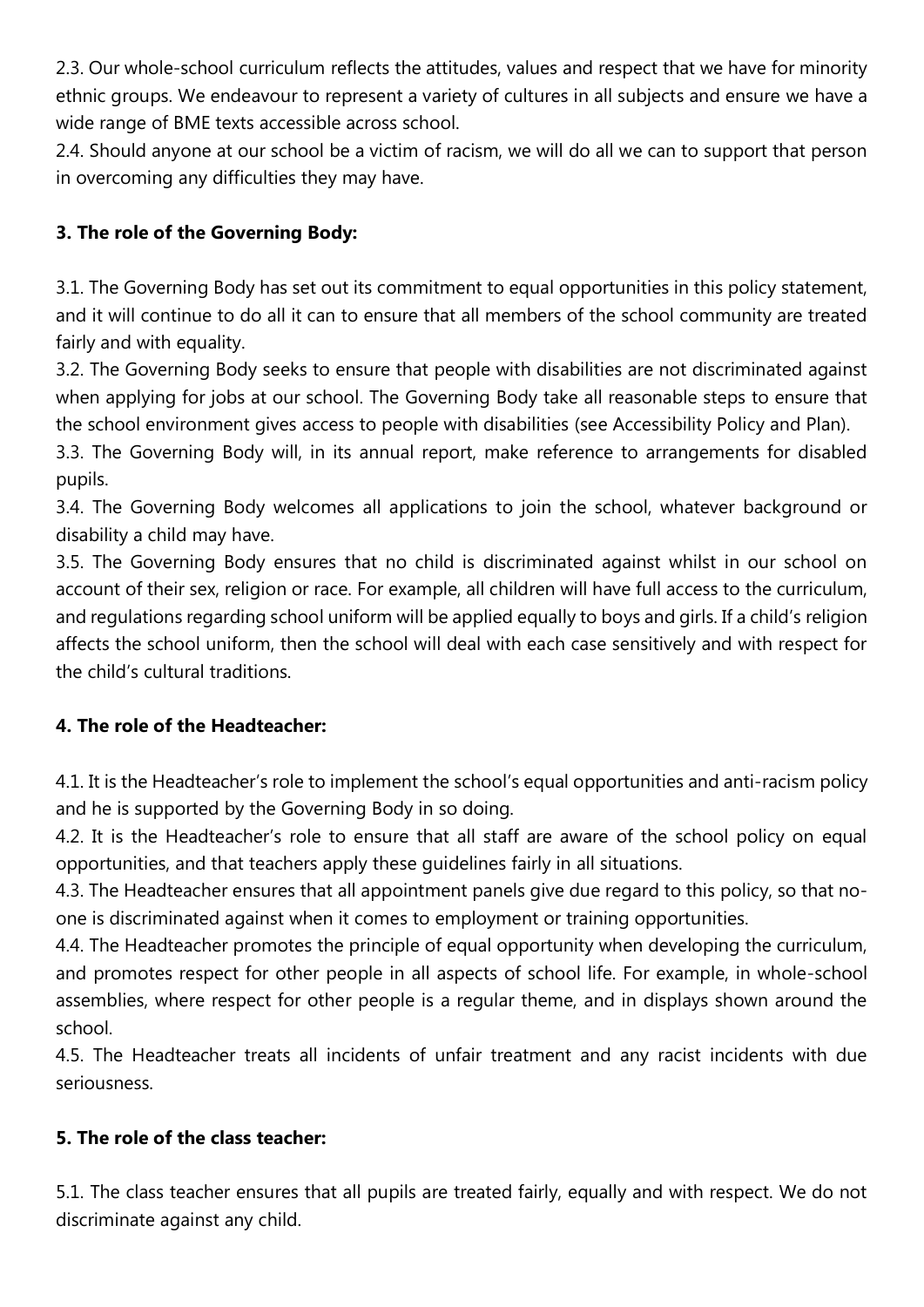2.3. Our whole-school curriculum reflects the attitudes, values and respect that we have for minority ethnic groups. We endeavour to represent a variety of cultures in all subjects and ensure we have a wide range of BME texts accessible across school.

2.4. Should anyone at our school be a victim of racism, we will do all we can to support that person in overcoming any difficulties they may have.

**3. The role of the Governing Body:**

3.1. The Governing Body has set out its commitment to equal opportunities in this policy statement, and it will continue to do all it can to ensure that all members of the school community are treated fairly and with equality.

3.2. The Governing Body seeks to ensure that people with disabilities are not discriminated against when applying for jobs at our school. The Governing Body take all reasonable steps to ensure that the school environment gives access to people with disabilities (see Accessibility Policy and Plan).

3.3. The Governing Body will, in its annual report, make reference to arrangements for disabled pupils.

3.4. The Governing Body welcomes all applications to join the school, whatever background or disability a child may have.

3.5. The Governing Body ensures that no child is discriminated against whilst in our school on account of their sex, religion or race. For example, all children will have full access to the curriculum, and regulations regarding school uniform will be applied equally to boys and girls. If a child's religion affects the school uniform, then the school will deal with each case sensitively and with respect for the child's cultural traditions.

**4. The role of the Headteacher:**

4.1. It is the Headteacher's role to implement the school's equal opportunities and anti-racism policy and he is supported by the Governing Body in so doing.

4.2. It is the Headteacher's role to ensure that all staff are aware of the school policy on equal opportunities, and that teachers apply these guidelines fairly in all situations.

4.3. The Headteacher ensures that all appointment panels give due regard to this policy, so that no-one is discriminated against when it comes to employment or training opportunities.

4.4. The Headteacher promotes the principle of equal opportunity when developing the curriculum, and promotes respect for other people in all aspects of school life. For example, in whole-school assemblies, where respect for other people is a regular theme, and in displays shown around the school.

4.5. The Headteacher treats all incidents of unfair treatment and any racist incidents with due seriousness.

**5. The role of the class teacher:**

5.1. The class teacher ensures that all pupils are treated fairly, equally and with respect. We do not discriminate against any child.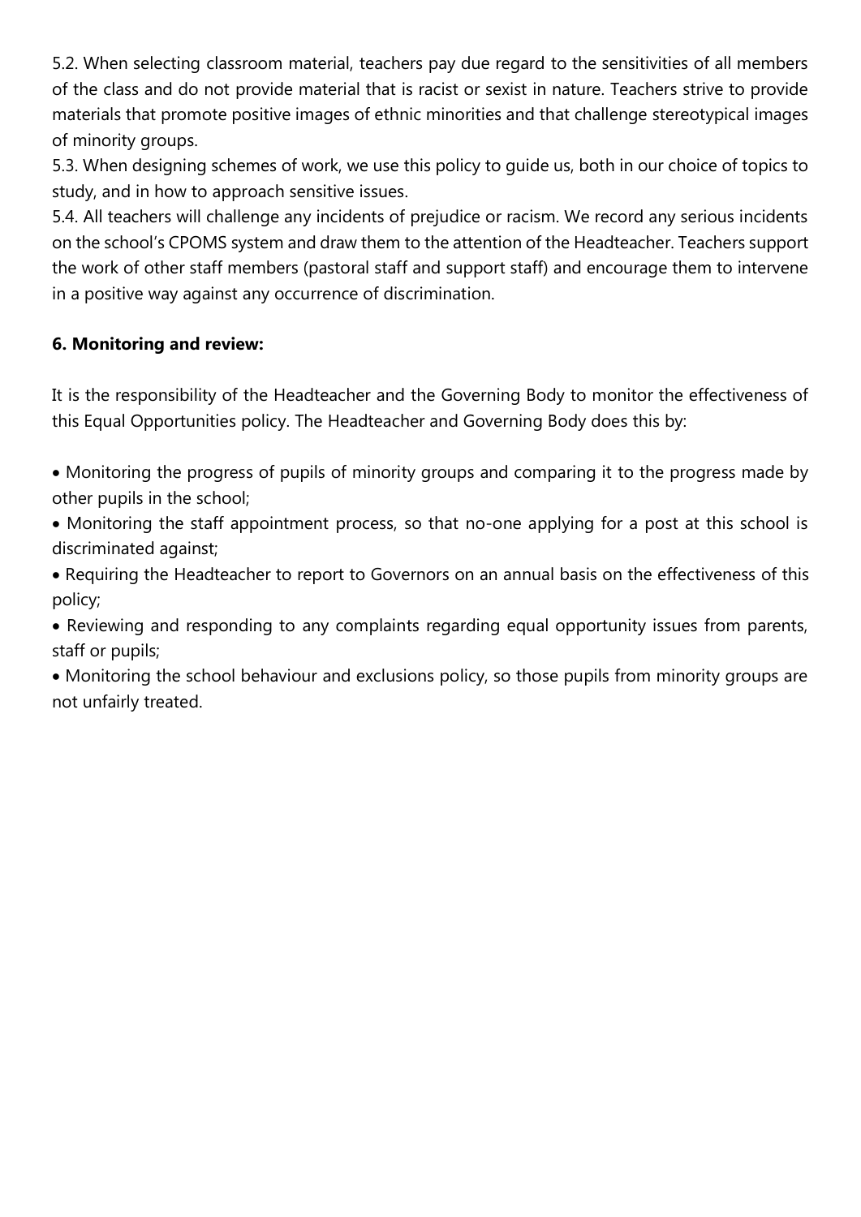5.2. When selecting classroom material, teachers pay due regard to the sensitivities of all members of the class and do not provide material that is racist or sexist in nature. Teachers strive to provide materials that promote positive images of ethnic minorities and that challenge stereotypical images of minority groups.

5.3. When designing schemes of work, we use this policy to guide us, both in our choice of topics to study, and in how to approach sensitive issues.

5.4. All teachers will challenge any incidents of prejudice or racism. We record any serious incidents on the school's CPOMS system and draw them to the attention of the Headteacher. Teachers support the work of other staff members (pastoral staff and support staff) and encourage them to intervene in a positive way against any occurrence of discrimination.

**6. Monitoring and review:**

It is the responsibility of the Headteacher and the Governing Body to monitor the effectiveness of this Equal Opportunities policy. The Headteacher and Governing Body does this by:

- Monitoring the progress of pupils of minority groups and comparing it to the progress made by other pupils in the school;
- Monitoring the staff appointment process, so that no-one applying for a post at this school is discriminated against;
- Requiring the Headteacher to report to Governors on an annual basis on the effectiveness of this policy;
- Reviewing and responding to any complaints regarding equal opportunity issues from parents, staff or pupils;
- Monitoring the school behaviour and exclusions policy, so those pupils from minority groups are not unfairly treated.